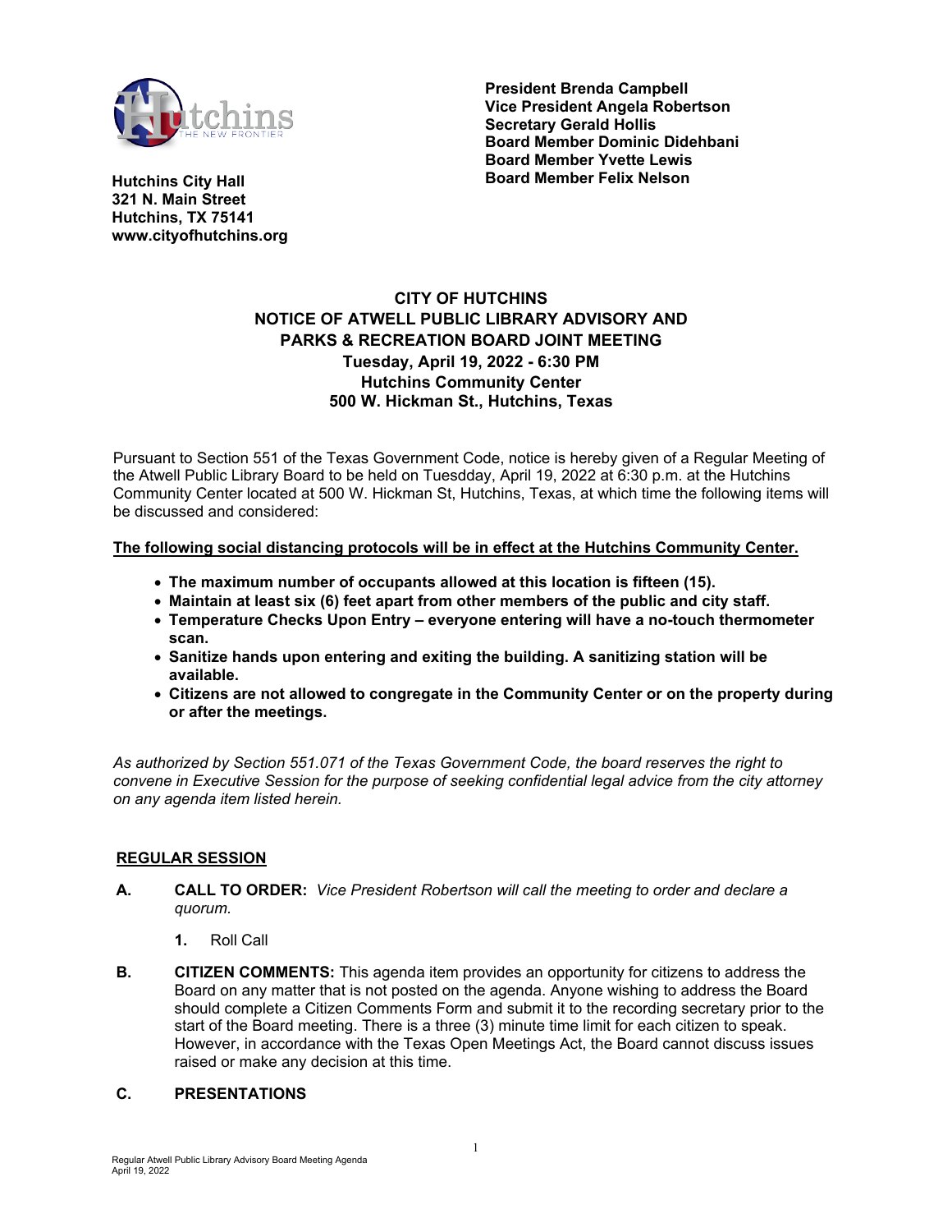**President Brenda Campbell**
**Vice President Angela Robertson**
**Secretary Gerald Hollis**
**Board Member Dominic Didehbani**
**Board Member Yvette Lewis**
**Board Member Felix Nelson**

**Hutchins City Hall**
**321 N. Main Street**
**Hutchins, TX 75141**
**www.cityofhutchins.org**

# CITY OF HUTCHINS
## NOTICE OF ATWELL PUBLIC LIBRARY ADVISORY AND PARKS & RECREATION BOARD JOINT MEETING
**Tuesday, April 19, 2022 - 6:30 PM**
**Hutchins Community Center**
**500 W. Hickman St., Hutchins, Texas**

Pursuant to Section 551 of the Texas Government Code, notice is hereby given of a Regular Meeting of the Atwell Public Library Board to be held on Tuesdday, April 19, 2022 at 6:30 p.m. at the Hutchins Community Center located at 500 W. Hickman St, Hutchins, Texas, at which time the following items will be discussed and considered:

**The following social distancing protocols will be in effect at the Hutchins Community Center.**

- **The maximum number of occupants allowed at this location is fifteen (15).**
- **Maintain at least six (6) feet apart from other members of the public and city staff.**
- **Temperature Checks Upon Entry – everyone entering will have a no-touch thermometer scan.**
- **Sanitize hands upon entering and exiting the building. A sanitizing station will be available.**
- **Citizens are not allowed to congregate in the Community Center or on the property during or after the meetings.**

*As authorized by Section 551.071 of the Texas Government Code, the board reserves the right to convene in Executive Session for the purpose of seeking confidential legal advice from the city attorney on any agenda item listed herein.*

## REGULAR SESSION

**A. CALL TO ORDER:** *Vice President Robertson will call the meeting to order and declare a quorum.*

**1.** Roll Call

**B. CITIZEN COMMENTS:** This agenda item provides an opportunity for citizens to address the Board on any matter that is not posted on the agenda. Anyone wishing to address the Board should complete a Citizen Comments Form and submit it to the recording secretary prior to the start of the Board meeting. There is a three (3) minute time limit for each citizen to speak. However, in accordance with the Texas Open Meetings Act, the Board cannot discuss issues raised or make any decision at this time.

**C. PRESENTATIONS**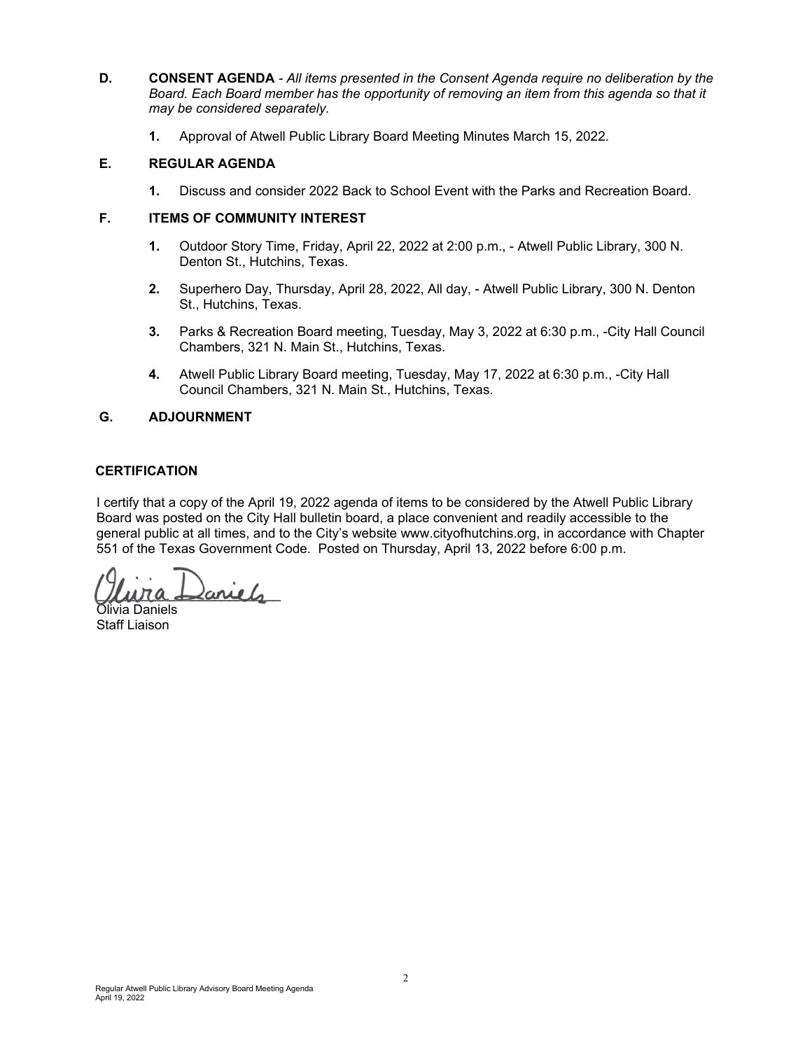**D. CONSENT AGENDA** - *All items presented in the Consent Agenda require no deliberation by the Board. Each Board member has the opportunity of removing an item from this agenda so that it may be considered separately.*

1. Approval of Atwell Public Library Board Meeting Minutes March 15, 2022.

**E. REGULAR AGENDA**

1. Discuss and consider 2022 Back to School Event with the Parks and Recreation Board.

**F. ITEMS OF COMMUNITY INTEREST**

1. Outdoor Story Time, Friday, April 22, 2022 at 2:00 p.m., - Atwell Public Library, 300 N. Denton St., Hutchins, Texas.
2. Superhero Day, Thursday, April 28, 2022, All day, - Atwell Public Library, 300 N. Denton St., Hutchins, Texas.
3. Parks & Recreation Board meeting, Tuesday, May 3, 2022 at 6:30 p.m., -City Hall Council Chambers, 321 N. Main St., Hutchins, Texas.
4. Atwell Public Library Board meeting, Tuesday, May 17, 2022 at 6:30 p.m., -City Hall Council Chambers, 321 N. Main St., Hutchins, Texas.

**G. ADJOURNMENT**

**CERTIFICATION**

I certify that a copy of the April 19, 2022 agenda of items to be considered by the Atwell Public Library Board was posted on the City Hall bulletin board, a place convenient and readily accessible to the general public at all times, and to the City's website www.cityofhutchins.org, in accordance with Chapter 551 of the Texas Government Code. Posted on Thursday, April 13, 2022 before 6:00 p.m.

Olivia Daniels
Staff Liaison